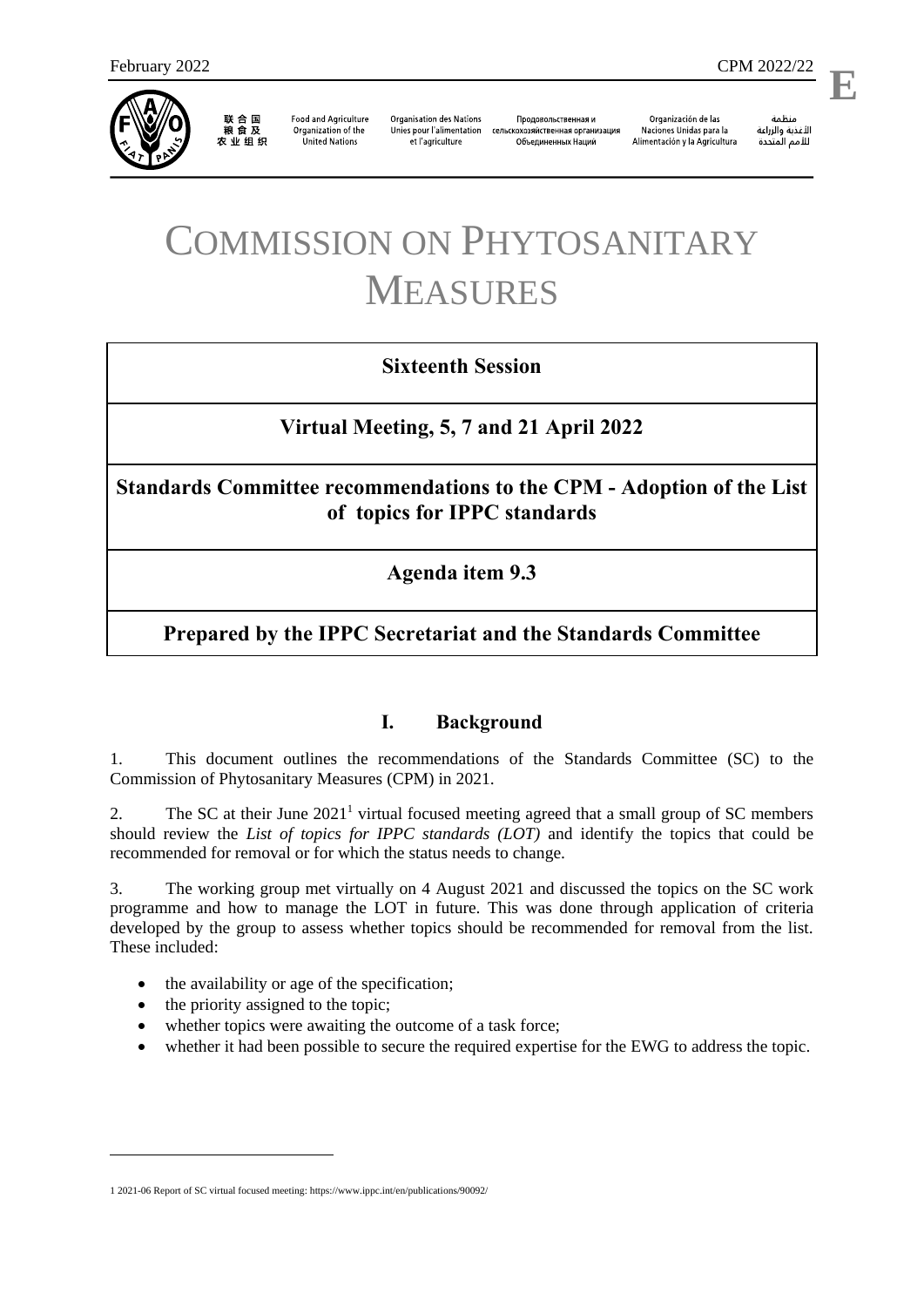February 2022 CPM 2022/22

E

联合国粮食及农业组织 | Food and Agriculture Organization of the United Nations | Organisation des Nations Unies pour l'alimentation et l'agriculture | Продовольственная и сельскохозяйственная организация Объединенных Наций | Organización de las Naciones Unidas para la Alimentación y la Agricultura | منظمة الأغذية والزراعة للأمم المتحدة

# COMMISSION ON PHYTOSANITARY MEASURES

**Sixteenth Session**

**Virtual Meeting, 5, 7 and 21 April 2022**

**Standards Committee recommendations to the CPM - Adoption of the List of topics for IPPC standards**

**Agenda item 9.3**

**Prepared by the IPPC Secretariat and the Standards Committee**

## I. Background

1. This document outlines the recommendations of the Standards Committee (SC) to the Commission of Phytosanitary Measures (CPM) in 2021.

2. The SC at their June 2021[1] virtual focused meeting agreed that a small group of SC members should review the *List of topics for IPPC standards (LOT)* and identify the topics that could be recommended for removal or for which the status needs to change.

3. The working group met virtually on 4 August 2021 and discussed the topics on the SC work programme and how to manage the LOT in future. This was done through application of criteria developed by the group to assess whether topics should be recommended for removal from the list. These included:

- the availability or age of the specification;
- the priority assigned to the topic;
- whether topics were awaiting the outcome of a task force;
- whether it had been possible to secure the required expertise for the EWG to address the topic.

[1] 2021-06 Report of SC virtual focused meeting: https://www.ippc.int/en/publications/90092/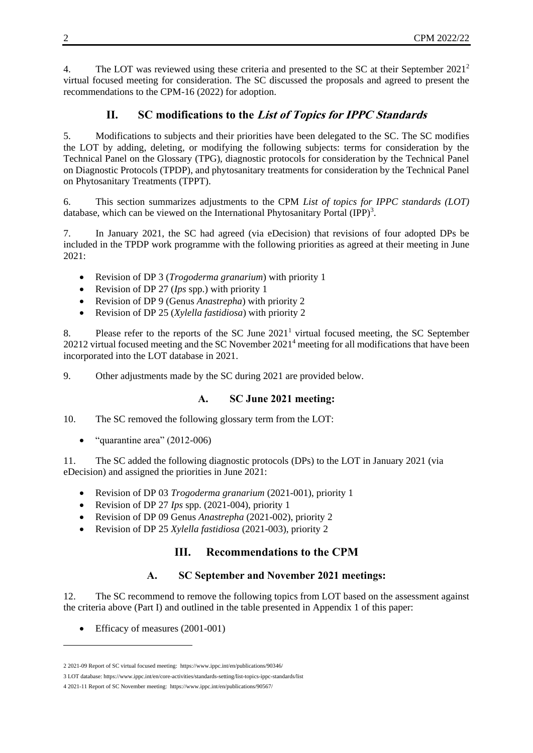4. The LOT was reviewed using these criteria and presented to the SC at their September 2021[2] virtual focused meeting for consideration. The SC discussed the proposals and agreed to present the recommendations to the CPM-16 (2022) for adoption.

## II. SC modifications to the *List of Topics for IPPC Standards*

5. Modifications to subjects and their priorities have been delegated to the SC. The SC modifies the LOT by adding, deleting, or modifying the following subjects: terms for consideration by the Technical Panel on the Glossary (TPG), diagnostic protocols for consideration by the Technical Panel on Diagnostic Protocols (TPDP), and phytosanitary treatments for consideration by the Technical Panel on Phytosanitary Treatments (TPPT).

6. This section summarizes adjustments to the CPM *List of topics for IPPC standards (LOT)* database, which can be viewed on the International Phytosanitary Portal (IPP)[3].

7. In January 2021, the SC had agreed (via eDecision) that revisions of four adopted DPs be included in the TPDP work programme with the following priorities as agreed at their meeting in June 2021:

- Revision of DP 3 (*Trogoderma granarium*) with priority 1
- Revision of DP 27 (*Ips* spp.) with priority 1
- Revision of DP 9 (Genus *Anastrepha*) with priority 2
- Revision of DP 25 (*Xylella fastidiosa*) with priority 2

8. Please refer to the reports of the SC June 2021[1] virtual focused meeting, the SC September 2021[2] virtual focused meeting and the SC November 2021[4] meeting for all modifications that have been incorporated into the LOT database in 2021.

9. Other adjustments made by the SC during 2021 are provided below.

### A. SC June 2021 meeting:

10. The SC removed the following glossary term from the LOT:

- "quarantine area" (2012-006)

11. The SC added the following diagnostic protocols (DPs) to the LOT in January 2021 (via eDecision) and assigned the priorities in June 2021:

- Revision of DP 03 *Trogoderma granarium* (2021-001), priority 1
- Revision of DP 27 *Ips* spp. (2021-004), priority 1
- Revision of DP 09 Genus *Anastrepha* (2021-002), priority 2
- Revision of DP 25 *Xylella fastidiosa* (2021-003), priority 2

## III. Recommendations to the CPM

### A. SC September and November 2021 meetings:

12. The SC recommend to remove the following topics from LOT based on the assessment against the criteria above (Part I) and outlined in the table presented in Appendix 1 of this paper:

- Efficacy of measures (2001-001)

---

2 2021-09 Report of SC virtual focused meeting: https://www.ippc.int/en/publications/90346/

3 LOT database: https://www.ippc.int/en/core-activities/standards-setting/list-topics-ippc-standards/list

4 2021-11 Report of SC November meeting: https://www.ippc.int/en/publications/90567/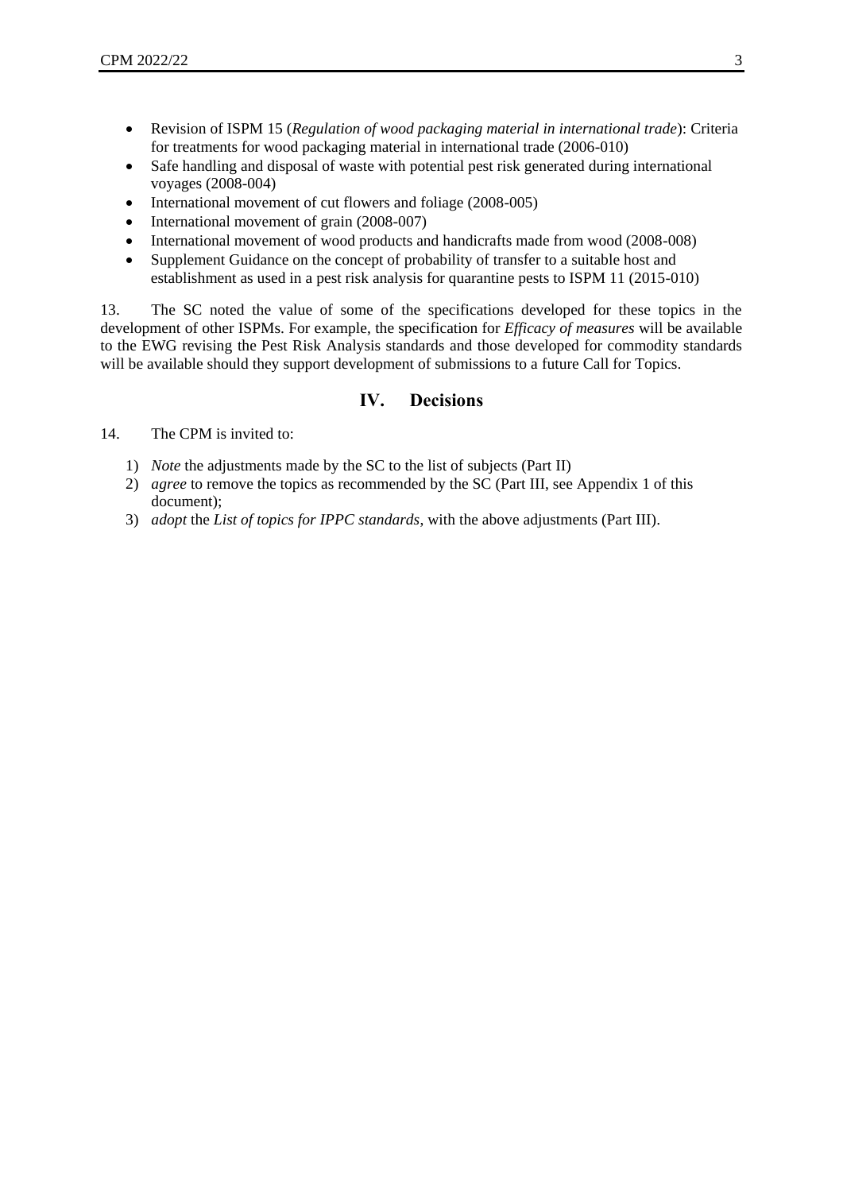- Revision of ISPM 15 (*Regulation of wood packaging material in international trade*): Criteria for treatments for wood packaging material in international trade (2006-010)
- Safe handling and disposal of waste with potential pest risk generated during international voyages (2008-004)
- International movement of cut flowers and foliage (2008-005)
- International movement of grain (2008-007)
- International movement of wood products and handicrafts made from wood (2008-008)
- Supplement Guidance on the concept of probability of transfer to a suitable host and establishment as used in a pest risk analysis for quarantine pests to ISPM 11 (2015-010)

13. The SC noted the value of some of the specifications developed for these topics in the development of other ISPMs. For example, the specification for *Efficacy of measures* will be available to the EWG revising the Pest Risk Analysis standards and those developed for commodity standards will be available should they support development of submissions to a future Call for Topics.

## IV. Decisions

14. The CPM is invited to:

1) *Note* the adjustments made by the SC to the list of subjects (Part II)
2) *agree* to remove the topics as recommended by the SC (Part III, see Appendix 1 of this document);
3) *adopt* the *List of topics for IPPC standards*, with the above adjustments (Part III).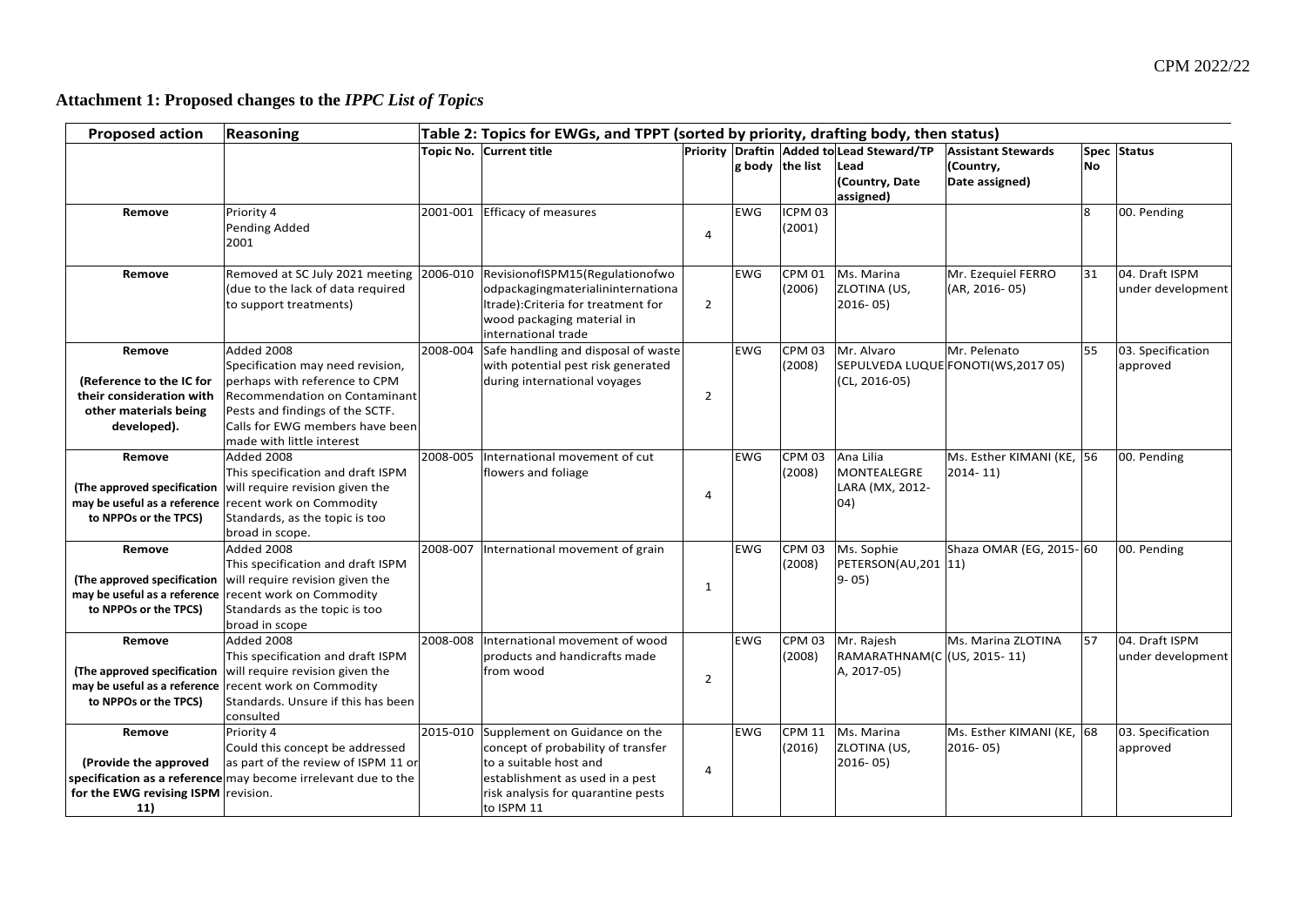## Attachment 1: Proposed changes to the *IPPC List of Topics*

| Proposed action | Reasoning | Table 2: Topics for EWGs, and TPPT (sorted by priority, drafting body, then status) | | | | | | | | |
|---|---|---|---|---|---|---|---|---|---|---|
| | | **Topic No.** | **Current title** | **Priority** | **Drafting body** | **Added to the list** | **Lead Steward/TP Lead (Country, Date assigned)** | **Assistant Stewards (Country, Date assigned)** | **Spec No** | **Status** |
| **Remove** | Priority 4<br>Pending Added<br>2001 | 2001-001 | Efficacy of measures | 4 | EWG | ICPM 03 (2001) | | | 8 | 00. Pending |
| **Remove** | Removed at SC July 2021 meeting (due to the lack of data required to support treatments) | 2006-010 | RevisionofISPM15(Regulationofwoodpackagingmaterialininternationaltrade):Criteria for treatment for wood packaging material in international trade | 2 | EWG | CPM 01 (2006) | Ms. Marina ZLOTINA (US, 2016- 05) | Mr. Ezequiel FERRO (AR, 2016- 05) | 31 | 04. Draft ISPM under development |
| **Remove**<br><br>**(Reference to the IC for their consideration with other materials being developed).** | Added 2008<br>Specification may need revision, perhaps with reference to CPM Recommendation on Contaminant Pests and findings of the SCTF. Calls for EWG members have been made with little interest | 2008-004 | Safe handling and disposal of waste with potential pest risk generated during international voyages | 2 | EWG | CPM 03 (2008) | Mr. Alvaro SEPULVEDA LUQUE (CL, 2016-05) | Mr. Pelenato FONOTI(WS,2017 05) | 55 | 03. Specification approved |
| **Remove**<br><br>**(The approved specification may be useful as a reference to NPPOs or the TPCS)** | Added 2008<br>This specification and draft ISPM will require revision given the recent work on Commodity Standards, as the topic is too broad in scope. | 2008-005 | International movement of cut flowers and foliage | 4 | EWG | CPM 03 (2008) | Ana Lilia MONTEALEGRE LARA (MX, 2012-04) | Ms. Esther KIMANI (KE, 2014- 11) | 56 | 00. Pending |
| **Remove**<br><br>**(The approved specification may be useful as a reference to NPPOs or the TPCS)** | Added 2008<br>This specification and draft ISPM will require revision given the recent work on Commodity Standards as the topic is too broad in scope | 2008-007 | International movement of grain | 1 | EWG | CPM 03 (2008) | Ms. Sophie PETERSON(AU,2019- 05) | Shaza OMAR (EG, 2015- 11) | 60 | 00. Pending |
| **Remove**<br><br>**(The approved specification may be useful as a reference to NPPOs or the TPCS)** | Added 2008<br>This specification and draft ISPM will require revision given the recent work on Commodity Standards. Unsure if this has been consulted | 2008-008 | International movement of wood products and handicrafts made from wood | 2 | EWG | CPM 03 (2008) | Mr. Rajesh RAMARATHNAM(CA, 2017-05) | Ms. Marina ZLOTINA (US, 2015- 11) | 57 | 04. Draft ISPM under development |
| **Remove**<br><br>**(Provide the approved specification as a reference for the EWG revising ISPM 11)** | Priority 4<br>Could this concept be addressed as part of the review of ISPM 11 or may become irrelevant due to the revision. | 2015-010 | Supplement on Guidance on the concept of probability of transfer to a suitable host and establishment as used in a pest risk analysis for quarantine pests to ISPM 11 | 4 | EWG | CPM 11 (2016) | Ms. Marina ZLOTINA (US, 2016- 05) | Ms. Esther KIMANI (KE, 2016- 05) | 68 | 03. Specification approved |